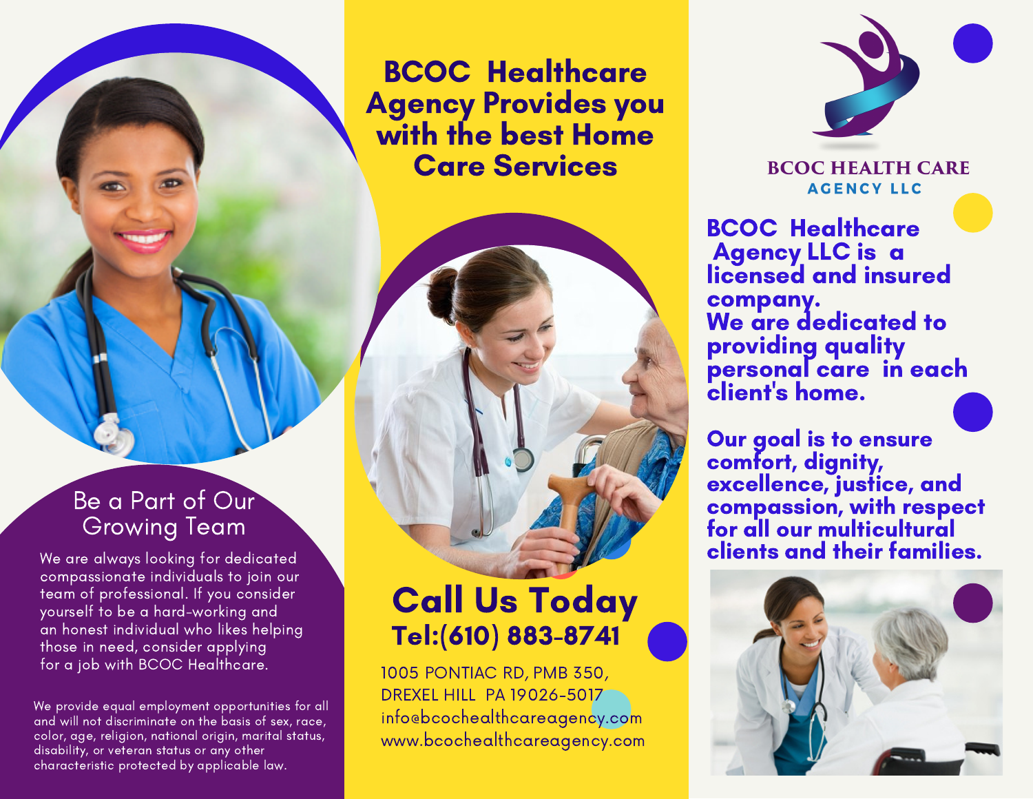# BCOC Healthcare Agency Provides you with the best Home Care Services

## Call Us Today

**Tel:(610) 883-8741**

1005 PONTIAC RD, PMB 350,
DREXEL HILL PA 19026-5017
info@bcochealthcareagency.com
www.bcochealthcareagency.com

## BCOC HEALTH CARE AGENCY LLC

**BCOC Healthcare Agency LLC is a licensed and insured company.**
**We are dedicated to providing quality personal care in each client's home.**

**Our goal is to ensure comfort, dignity, excellence, justice, and compassion, with respect for all our multicultural clients and their families.**

## Be a Part of Our Growing Team

We are always looking for dedicated compassionate individuals to join our team of professional. If you consider yourself to be a hard-working and an honest individual who likes helping those in need, consider applying for a job with BCOC Healthcare.

We provide equal employment opportunities for all and will not discriminate on the basis of sex, race, color, age, religion, national origin, marital status, disability, or veteran status or any other characteristic protected by applicable law.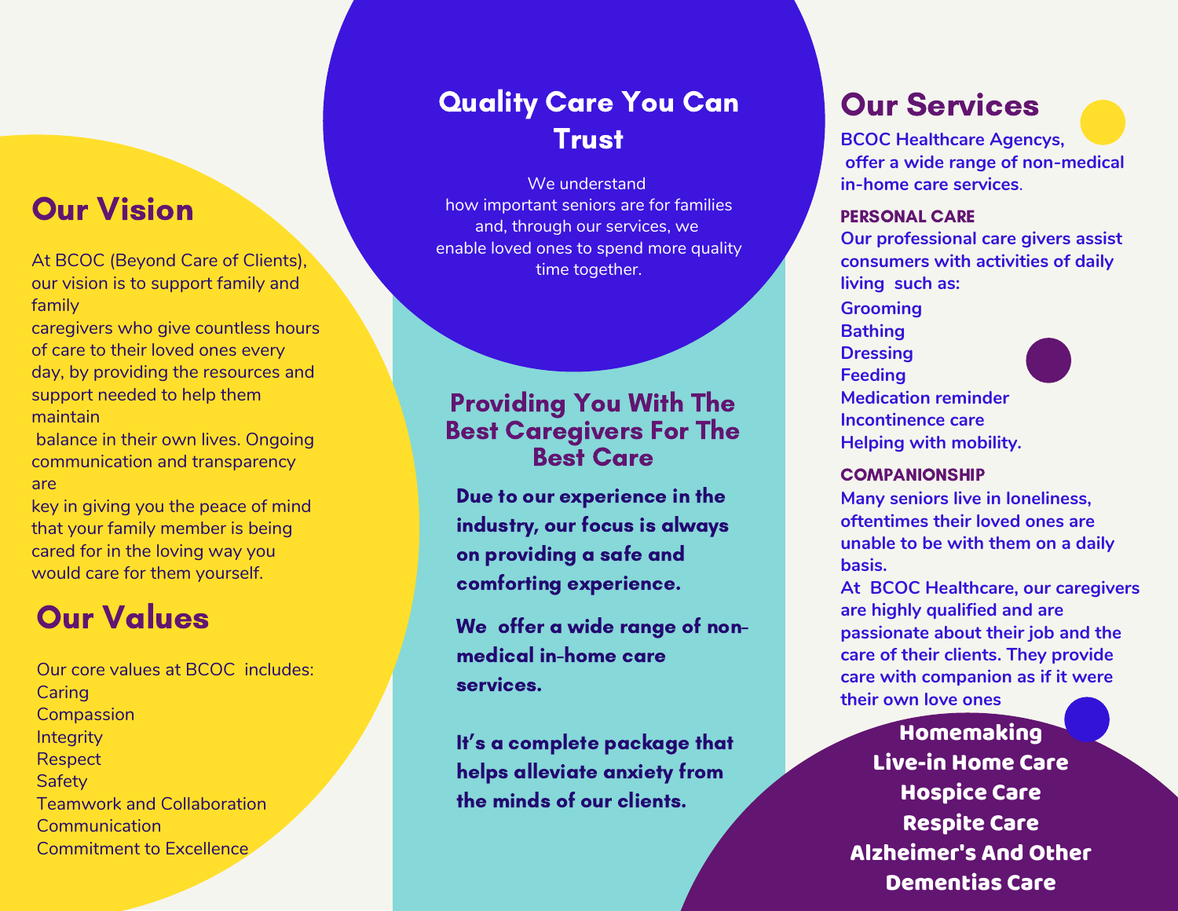## Our Vision

At BCOC (Beyond Care of Clients), our vision is to support family and family caregivers who give countless hours of care to their loved ones every day, by providing the resources and support needed to help them maintain balance in their own lives. Ongoing communication and transparency are key in giving you the peace of mind that your family member is being cared for in the loving way you would care for them yourself.

## Our Values

Our core values at BCOC includes:
Caring
Compassion
Integrity
Respect
Safety
Teamwork and Collaboration
Communication
Commitment to Excellence

## Quality Care You Can Trust

We understand how important seniors are for families and, through our services, we enable loved ones to spend more quality time together.

## Providing You With The Best Caregivers For The Best Care

**Due to our experience in the industry, our focus is always on providing a safe and comforting experience.**

**We offer a wide range of non-medical in-home care services.**

**It's a complete package that helps alleviate anxiety from the minds of our clients.**

## Our Services

**BCOC Healthcare Agencys, offer a wide range of non-medical in-home care services.**

### PERSONAL CARE

**Our professional care givers assist consumers with activities of daily living such as:**

**Grooming**
**Bathing**
**Dressing**
**Feeding**
**Medication reminder**
**Incontinence care**
**Helping with mobility.**

### COMPANIONSHIP

**Many seniors live in loneliness, oftentimes their loved ones are unable to be with them on a daily basis.**
**At BCOC Healthcare, our caregivers are highly qualified and are passionate about their job and the care of their clients. They provide care with companion as if it were their own love ones**

**Homemaking**
**Live-in Home Care**
**Hospice Care**
**Respite Care**
**Alzheimer's And Other Dementias Care**